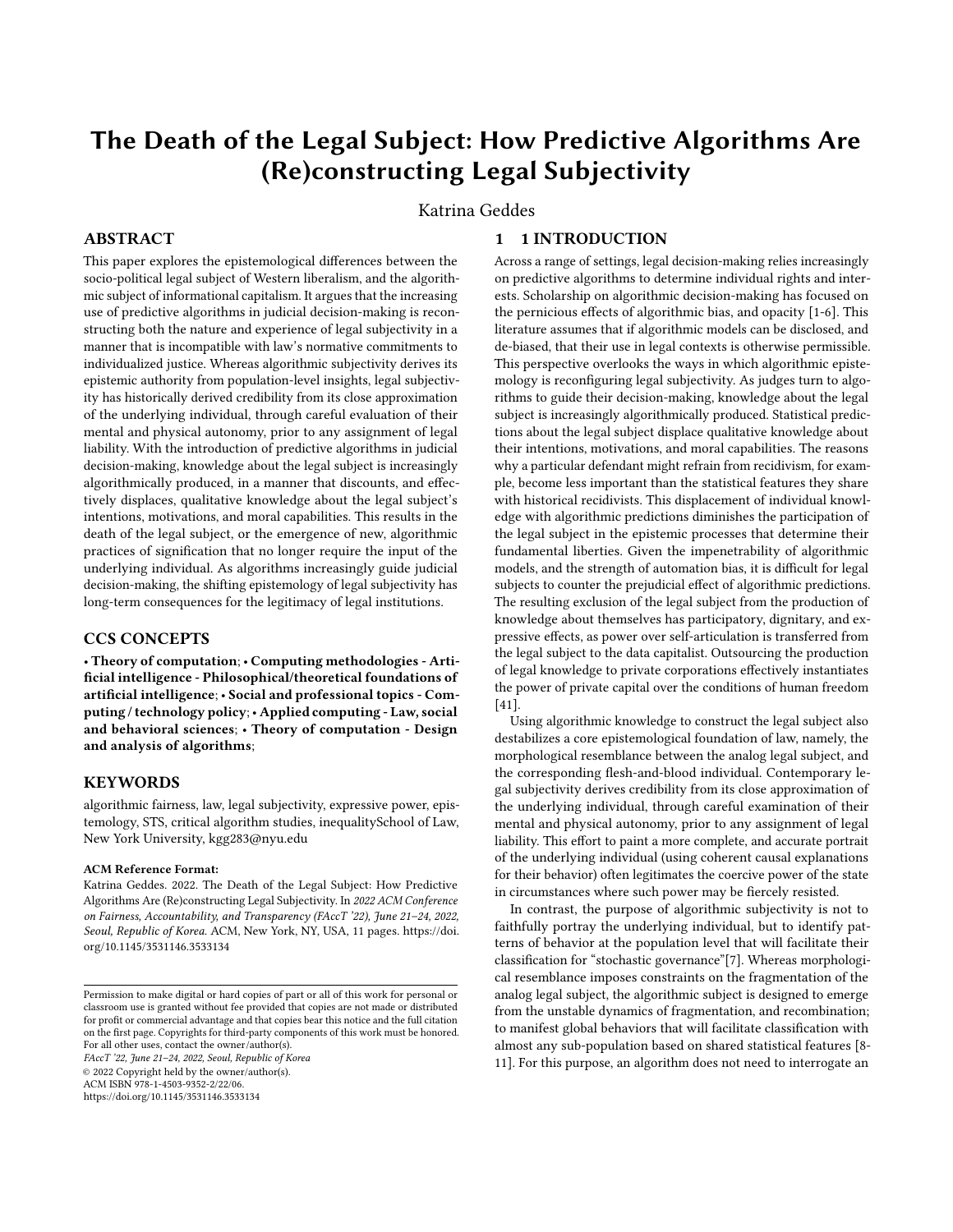# The Death of the Legal Subject: How Predictive Algorithms Are (Re)constructing Legal Subjectivity

Katrina Geddes

## ABSTRACT

This paper explores the epistemological differences between the socio-political legal subject of Western liberalism, and the algorithmic subject of informational capitalism. It argues that the increasing use of predictive algorithms in judicial decision-making is reconstructing both the nature and experience of legal subjectivity in a manner that is incompatible with law's normative commitments to individualized justice. Whereas algorithmic subjectivity derives its epistemic authority from population-level insights, legal subjectivity has historically derived credibility from its close approximation of the underlying individual, through careful evaluation of their mental and physical autonomy, prior to any assignment of legal liability. With the introduction of predictive algorithms in judicial decision-making, knowledge about the legal subject is increasingly algorithmically produced, in a manner that discounts, and effectively displaces, qualitative knowledge about the legal subject's intentions, motivations, and moral capabilities. This results in the death of the legal subject, or the emergence of new, algorithmic practices of signification that no longer require the input of the underlying individual. As algorithms increasingly guide judicial decision-making, the shifting epistemology of legal subjectivity has long-term consequences for the legitimacy of legal institutions.

## CCS CONCEPTS

**• Theory of computation**; **• Computing methodologies - Artificial intelligence - Philosophical/theoretical foundations of artificial intelligence**; **• Social and professional topics - Computing / technology policy**; **• Applied computing - Law, social and behavioral sciences**; **• Theory of computation - Design and analysis of algorithms**;

## KEYWORDS

algorithmic fairness, law, legal subjectivity, expressive power, epistemology, STS, critical algorithm studies, inequalitySchool of Law, New York University, kgg283@nyu.edu

**ACM Reference Format:**
Katrina Geddes. 2022. The Death of the Legal Subject: How Predictive Algorithms Are (Re)constructing Legal Subjectivity. In *2022 ACM Conference on Fairness, Accountability, and Transparency (FAccT '22), June 21–24, 2022, Seoul, Republic of Korea.* ACM, New York, NY, USA, 11 pages. https://doi.org/10.1145/3531146.3533134

Permission to make digital or hard copies of part or all of this work for personal or classroom use is granted without fee provided that copies are not made or distributed for profit or commercial advantage and that copies bear this notice and the full citation on the first page. Copyrights for third-party components of this work must be honored. For all other uses, contact the owner/author(s).
*FAccT '22, June 21–24, 2022, Seoul, Republic of Korea*
© 2022 Copyright held by the owner/author(s).
ACM ISBN 978-1-4503-9352-2/22/06.
https://doi.org/10.1145/3531146.3533134

## 1 1 INTRODUCTION

Across a range of settings, legal decision-making relies increasingly on predictive algorithms to determine individual rights and interests. Scholarship on algorithmic decision-making has focused on the pernicious effects of algorithmic bias, and opacity [1-6]. This literature assumes that if algorithmic models can be disclosed, and de-biased, that their use in legal contexts is otherwise permissible. This perspective overlooks the ways in which algorithmic epistemology is reconfiguring legal subjectivity. As judges turn to algorithms to guide their decision-making, knowledge about the legal subject is increasingly algorithmically produced. Statistical predictions about the legal subject displace qualitative knowledge about their intentions, motivations, and moral capabilities. The reasons why a particular defendant might refrain from recidivism, for example, become less important than the statistical features they share with historical recidivists. This displacement of individual knowledge with algorithmic predictions diminishes the participation of the legal subject in the epistemic processes that determine their fundamental liberties. Given the impenetrability of algorithmic models, and the strength of automation bias, it is difficult for legal subjects to counter the prejudicial effect of algorithmic predictions. The resulting exclusion of the legal subject from the production of knowledge about themselves has participatory, dignitary, and expressive effects, as power over self-articulation is transferred from the legal subject to the data capitalist. Outsourcing the production of legal knowledge to private corporations effectively instantiates the power of private capital over the conditions of human freedom [41].

Using algorithmic knowledge to construct the legal subject also destabilizes a core epistemological foundation of law, namely, the morphological resemblance between the analog legal subject, and the corresponding flesh-and-blood individual. Contemporary legal subjectivity derives credibility from its close approximation of the underlying individual, through careful examination of their mental and physical autonomy, prior to any assignment of legal liability. This effort to paint a more complete, and accurate portrait of the underlying individual (using coherent causal explanations for their behavior) often legitimates the coercive power of the state in circumstances where such power may be fiercely resisted.

In contrast, the purpose of algorithmic subjectivity is not to faithfully portray the underlying individual, but to identify patterns of behavior at the population level that will facilitate their classification for "stochastic governance"[7]. Whereas morphological resemblance imposes constraints on the fragmentation of the analog legal subject, the algorithmic subject is designed to emerge from the unstable dynamics of fragmentation, and recombination; to manifest global behaviors that will facilitate classification with almost any sub-population based on shared statistical features [8-11]. For this purpose, an algorithm does not need to interrogate an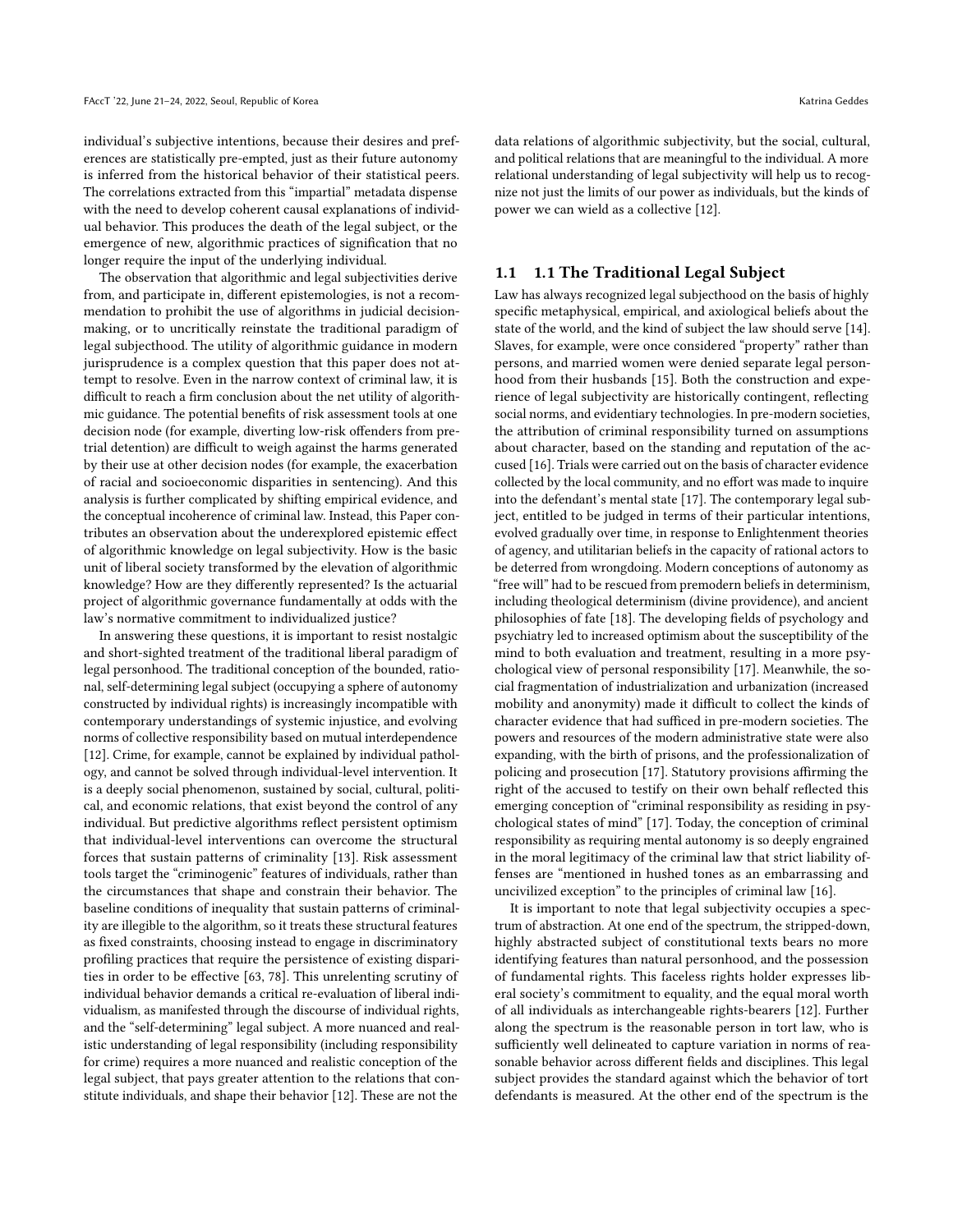individual's subjective intentions, because their desires and preferences are statistically pre-empted, just as their future autonomy is inferred from the historical behavior of their statistical peers. The correlations extracted from this "impartial" metadata dispense with the need to develop coherent causal explanations of individual behavior. This produces the death of the legal subject, or the emergence of new, algorithmic practices of signification that no longer require the input of the underlying individual.

The observation that algorithmic and legal subjectivities derive from, and participate in, different epistemologies, is not a recommendation to prohibit the use of algorithms in judicial decision-making, or to uncritically reinstate the traditional paradigm of legal subjecthood. The utility of algorithmic guidance in modern jurisprudence is a complex question that this paper does not attempt to resolve. Even in the narrow context of criminal law, it is difficult to reach a firm conclusion about the net utility of algorithmic guidance. The potential benefits of risk assessment tools at one decision node (for example, diverting low-risk offenders from pretrial detention) are difficult to weigh against the harms generated by their use at other decision nodes (for example, the exacerbation of racial and socioeconomic disparities in sentencing). And this analysis is further complicated by shifting empirical evidence, and the conceptual incoherence of criminal law. Instead, this Paper contributes an observation about the underexplored epistemic effect of algorithmic knowledge on legal subjectivity. How is the basic unit of liberal society transformed by the elevation of algorithmic knowledge? How are they differently represented? Is the actuarial project of algorithmic governance fundamentally at odds with the law's normative commitment to individualized justice?

In answering these questions, it is important to resist nostalgic and short-sighted treatment of the traditional liberal paradigm of legal personhood. The traditional conception of the bounded, rational, self-determining legal subject (occupying a sphere of autonomy constructed by individual rights) is increasingly incompatible with contemporary understandings of systemic injustice, and evolving norms of collective responsibility based on mutual interdependence [12]. Crime, for example, cannot be explained by individual pathology, and cannot be solved through individual-level intervention. It is a deeply social phenomenon, sustained by social, cultural, political, and economic relations, that exist beyond the control of any individual. But predictive algorithms reflect persistent optimism that individual-level interventions can overcome the structural forces that sustain patterns of criminality [13]. Risk assessment tools target the "criminogenic" features of individuals, rather than the circumstances that shape and constrain their behavior. The baseline conditions of inequality that sustain patterns of criminality are illegible to the algorithm, so it treats these structural features as fixed constraints, choosing instead to engage in discriminatory profiling practices that require the persistence of existing disparities in order to be effective [63, 78]. This unrelenting scrutiny of individual behavior demands a critical re-evaluation of liberal individualism, as manifested through the discourse of individual rights, and the "self-determining" legal subject. A more nuanced and realistic understanding of legal responsibility (including responsibility for crime) requires a more nuanced and realistic conception of the legal subject, that pays greater attention to the relations that constitute individuals, and shape their behavior [12]. These are not the data relations of algorithmic subjectivity, but the social, cultural, and political relations that are meaningful to the individual. A more relational understanding of legal subjectivity will help us to recognize not just the limits of our power as individuals, but the kinds of power we can wield as a collective [12].

## 1.1 1.1 The Traditional Legal Subject

Law has always recognized legal subjecthood on the basis of highly specific metaphysical, empirical, and axiological beliefs about the state of the world, and the kind of subject the law should serve [14]. Slaves, for example, were once considered "property" rather than persons, and married women were denied separate legal personhood from their husbands [15]. Both the construction and experience of legal subjectivity are historically contingent, reflecting social norms, and evidentiary technologies. In pre-modern societies, the attribution of criminal responsibility turned on assumptions about character, based on the standing and reputation of the accused [16]. Trials were carried out on the basis of character evidence collected by the local community, and no effort was made to inquire into the defendant's mental state [17]. The contemporary legal subject, entitled to be judged in terms of their particular intentions, evolved gradually over time, in response to Enlightenment theories of agency, and utilitarian beliefs in the capacity of rational actors to be deterred from wrongdoing. Modern conceptions of autonomy as "free will" had to be rescued from premodern beliefs in determinism, including theological determinism (divine providence), and ancient philosophies of fate [18]. The developing fields of psychology and psychiatry led to increased optimism about the susceptibility of the mind to both evaluation and treatment, resulting in a more psychological view of personal responsibility [17]. Meanwhile, the social fragmentation of industrialization and urbanization (increased mobility and anonymity) made it difficult to collect the kinds of character evidence that had sufficed in pre-modern societies. The powers and resources of the modern administrative state were also expanding, with the birth of prisons, and the professionalization of policing and prosecution [17]. Statutory provisions affirming the right of the accused to testify on their own behalf reflected this emerging conception of "criminal responsibility as residing in psychological states of mind" [17]. Today, the conception of criminal responsibility as requiring mental autonomy is so deeply engrained in the moral legitimacy of the criminal law that strict liability offenses are "mentioned in hushed tones as an embarrassing and uncivilized exception" to the principles of criminal law [16].

It is important to note that legal subjectivity occupies a spectrum of abstraction. At one end of the spectrum, the stripped-down, highly abstracted subject of constitutional texts bears no more identifying features than natural personhood, and the possession of fundamental rights. This faceless rights holder expresses liberal society's commitment to equality, and the equal moral worth of all individuals as interchangeable rights-bearers [12]. Further along the spectrum is the reasonable person in tort law, who is sufficiently well delineated to capture variation in norms of reasonable behavior across different fields and disciplines. This legal subject provides the standard against which the behavior of tort defendants is measured. At the other end of the spectrum is the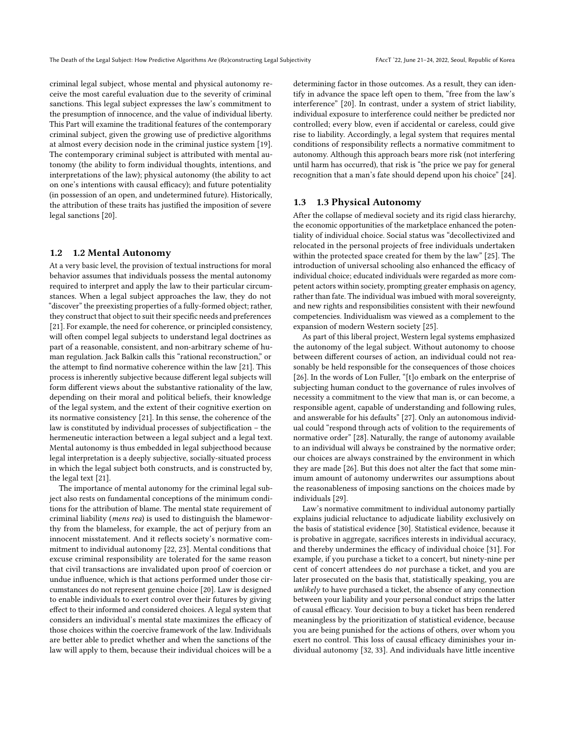criminal legal subject, whose mental and physical autonomy receive the most careful evaluation due to the severity of criminal sanctions. This legal subject expresses the law's commitment to the presumption of innocence, and the value of individual liberty. This Part will examine the traditional features of the contemporary criminal subject, given the growing use of predictive algorithms at almost every decision node in the criminal justice system [19]. The contemporary criminal subject is attributed with mental autonomy (the ability to form individual thoughts, intentions, and interpretations of the law); physical autonomy (the ability to act on one's intentions with causal efficacy); and future potentiality (in possession of an open, and undetermined future). Historically, the attribution of these traits has justified the imposition of severe legal sanctions [20].

## 1.2 1.2 Mental Autonomy

At a very basic level, the provision of textual instructions for moral behavior assumes that individuals possess the mental autonomy required to interpret and apply the law to their particular circumstances. When a legal subject approaches the law, they do not "discover" the preexisting properties of a fully-formed object; rather, they construct that object to suit their specific needs and preferences [21]. For example, the need for coherence, or principled consistency, will often compel legal subjects to understand legal doctrines as part of a reasonable, consistent, and non-arbitrary scheme of human regulation. Jack Balkin calls this "rational reconstruction," or the attempt to find normative coherence within the law [21]. This process is inherently subjective because different legal subjects will form different views about the substantive rationality of the law, depending on their moral and political beliefs, their knowledge of the legal system, and the extent of their cognitive exertion on its normative consistency [21]. In this sense, the coherence of the law is constituted by individual processes of subjectification – the hermeneutic interaction between a legal subject and a legal text. Mental autonomy is thus embedded in legal subjecthood because legal interpretation is a deeply subjective, socially-situated process in which the legal subject both constructs, and is constructed by, the legal text [21].

The importance of mental autonomy for the criminal legal subject also rests on fundamental conceptions of the minimum conditions for the attribution of blame. The mental state requirement of criminal liability (*mens rea*) is used to distinguish the blameworthy from the blameless, for example, the act of perjury from an innocent misstatement. And it reflects society's normative commitment to individual autonomy [22, 23]. Mental conditions that excuse criminal responsibility are tolerated for the same reason that civil transactions are invalidated upon proof of coercion or undue influence, which is that actions performed under those circumstances do not represent genuine choice [20]. Law is designed to enable individuals to exert control over their futures by giving effect to their informed and considered choices. A legal system that considers an individual's mental state maximizes the efficacy of those choices within the coercive framework of the law. Individuals are better able to predict whether and when the sanctions of the law will apply to them, because their individual choices will be a determining factor in those outcomes. As a result, they can identify in advance the space left open to them, "free from the law's interference" [20]. In contrast, under a system of strict liability, individual exposure to interference could neither be predicted nor controlled; every blow, even if accidental or careless, could give rise to liability. Accordingly, a legal system that requires mental conditions of responsibility reflects a normative commitment to autonomy. Although this approach bears more risk (not interfering until harm has occurred), that risk is "the price we pay for general recognition that a man's fate should depend upon his choice" [24].

## 1.3 1.3 Physical Autonomy

After the collapse of medieval society and its rigid class hierarchy, the economic opportunities of the marketplace enhanced the potentiality of individual choice. Social status was "decollectivized and relocated in the personal projects of free individuals undertaken within the protected space created for them by the law" [25]. The introduction of universal schooling also enhanced the efficacy of individual choice; educated individuals were regarded as more competent actors within society, prompting greater emphasis on agency, rather than fate. The individual was imbued with moral sovereignty, and new rights and responsibilities consistent with their newfound competencies. Individualism was viewed as a complement to the expansion of modern Western society [25].

As part of this liberal project, Western legal systems emphasized the autonomy of the legal subject. Without autonomy to choose between different courses of action, an individual could not reasonably be held responsible for the consequences of those choices [26]. In the words of Lon Fuller, "[t]o embark on the enterprise of subjecting human conduct to the governance of rules involves of necessity a commitment to the view that man is, or can become, a responsible agent, capable of understanding and following rules, and answerable for his defaults" [27]. Only an autonomous individual could "respond through acts of volition to the requirements of normative order" [28]. Naturally, the range of autonomy available to an individual will always be constrained by the normative order; our choices are always constrained by the environment in which they are made [26]. But this does not alter the fact that some minimum amount of autonomy underwrites our assumptions about the reasonableness of imposing sanctions on the choices made by individuals [29].

Law's normative commitment to individual autonomy partially explains judicial reluctance to adjudicate liability exclusively on the basis of statistical evidence [30]. Statistical evidence, because it is probative in aggregate, sacrifices interests in individual accuracy, and thereby undermines the efficacy of individual choice [31]. For example, if you purchase a ticket to a concert, but ninety-nine per cent of concert attendees do *not* purchase a ticket, and you are later prosecuted on the basis that, statistically speaking, you are *unlikely* to have purchased a ticket, the absence of any connection between your liability and your personal conduct strips the latter of causal efficacy. Your decision to buy a ticket has been rendered meaningless by the prioritization of statistical evidence, because you are being punished for the actions of others, over whom you exert no control. This loss of causal efficacy diminishes your individual autonomy [32, 33]. And individuals have little incentive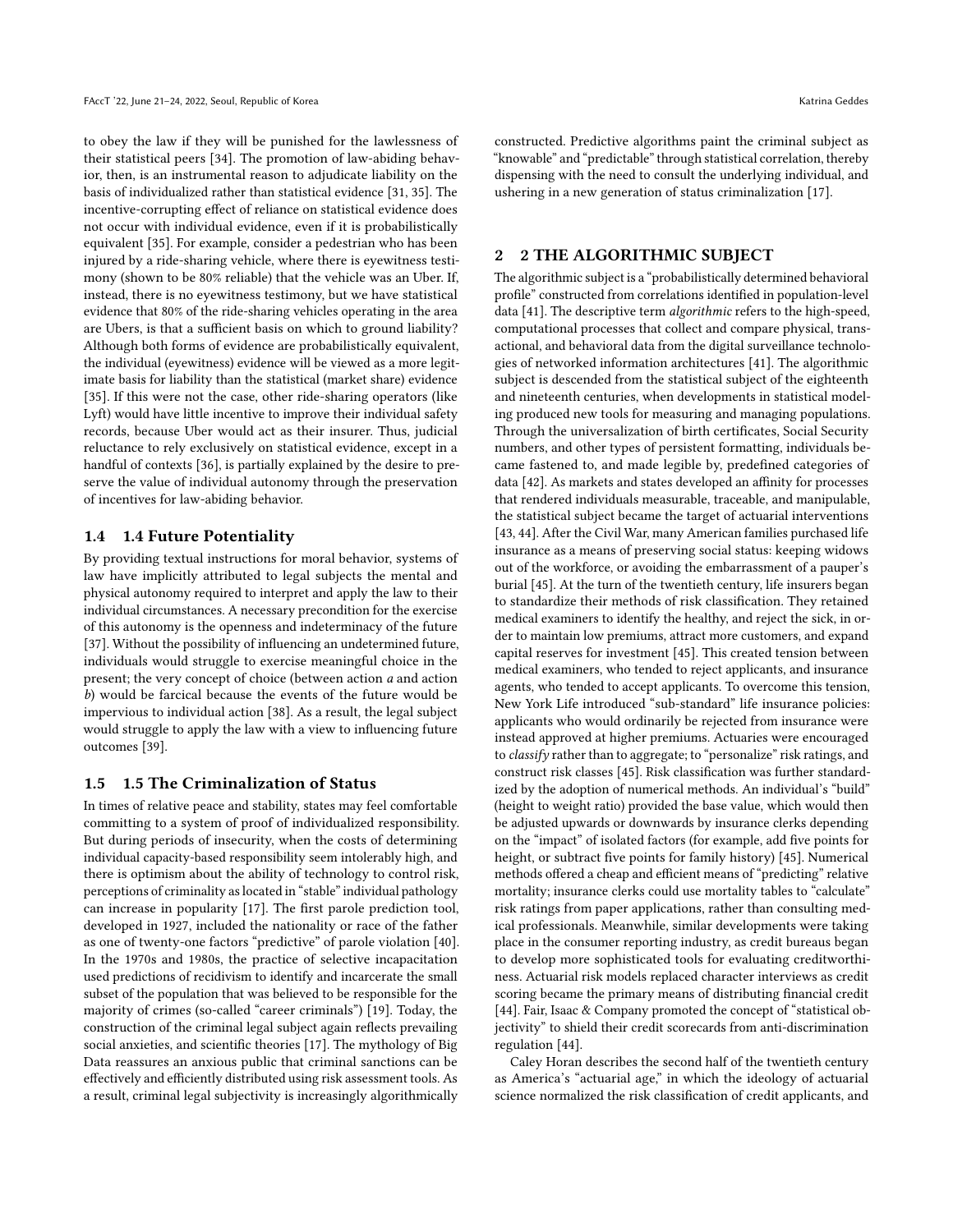to obey the law if they will be punished for the lawlessness of their statistical peers [34]. The promotion of law-abiding behavior, then, is an instrumental reason to adjudicate liability on the basis of individualized rather than statistical evidence [31, 35]. The incentive-corrupting effect of reliance on statistical evidence does not occur with individual evidence, even if it is probabilistically equivalent [35]. For example, consider a pedestrian who has been injured by a ride-sharing vehicle, where there is eyewitness testimony (shown to be 80% reliable) that the vehicle was an Uber. If, instead, there is no eyewitness testimony, but we have statistical evidence that 80% of the ride-sharing vehicles operating in the area are Ubers, is that a sufficient basis on which to ground liability? Although both forms of evidence are probabilistically equivalent, the individual (eyewitness) evidence will be viewed as a more legitimate basis for liability than the statistical (market share) evidence [35]. If this were not the case, other ride-sharing operators (like Lyft) would have little incentive to improve their individual safety records, because Uber would act as their insurer. Thus, judicial reluctance to rely exclusively on statistical evidence, except in a handful of contexts [36], is partially explained by the desire to preserve the value of individual autonomy through the preservation of incentives for law-abiding behavior.

### 1.4 1.4 Future Potentiality

By providing textual instructions for moral behavior, systems of law have implicitly attributed to legal subjects the mental and physical autonomy required to interpret and apply the law to their individual circumstances. A necessary precondition for the exercise of this autonomy is the openness and indeterminacy of the future [37]. Without the possibility of influencing an undetermined future, individuals would struggle to exercise meaningful choice in the present; the very concept of choice (between action *a* and action *b*) would be farcical because the events of the future would be impervious to individual action [38]. As a result, the legal subject would struggle to apply the law with a view to influencing future outcomes [39].

### 1.5 1.5 The Criminalization of Status

In times of relative peace and stability, states may feel comfortable committing to a system of proof of individualized responsibility. But during periods of insecurity, when the costs of determining individual capacity-based responsibility seem intolerably high, and there is optimism about the ability of technology to control risk, perceptions of criminality as located in "stable" individual pathology can increase in popularity [17]. The first parole prediction tool, developed in 1927, included the nationality or race of the father as one of twenty-one factors "predictive" of parole violation [40]. In the 1970s and 1980s, the practice of selective incapacitation used predictions of recidivism to identify and incarcerate the small subset of the population that was believed to be responsible for the majority of crimes (so-called "career criminals") [19]. Today, the construction of the criminal legal subject again reflects prevailing social anxieties, and scientific theories [17]. The mythology of Big Data reassures an anxious public that criminal sanctions can be effectively and efficiently distributed using risk assessment tools. As a result, criminal legal subjectivity is increasingly algorithmically constructed. Predictive algorithms paint the criminal subject as "knowable" and "predictable" through statistical correlation, thereby dispensing with the need to consult the underlying individual, and ushering in a new generation of status criminalization [17].

## 2 2 THE ALGORITHMIC SUBJECT

The algorithmic subject is a "probabilistically determined behavioral profile" constructed from correlations identified in population-level data [41]. The descriptive term *algorithmic* refers to the high-speed, computational processes that collect and compare physical, transactional, and behavioral data from the digital surveillance technologies of networked information architectures [41]. The algorithmic subject is descended from the statistical subject of the eighteenth and nineteenth centuries, when developments in statistical modeling produced new tools for measuring and managing populations. Through the universalization of birth certificates, Social Security numbers, and other types of persistent formatting, individuals became fastened to, and made legible by, predefined categories of data [42]. As markets and states developed an affinity for processes that rendered individuals measurable, traceable, and manipulable, the statistical subject became the target of actuarial interventions [43, 44]. After the Civil War, many American families purchased life insurance as a means of preserving social status: keeping widows out of the workforce, or avoiding the embarrassment of a pauper's burial [45]. At the turn of the twentieth century, life insurers began to standardize their methods of risk classification. They retained medical examiners to identify the healthy, and reject the sick, in order to maintain low premiums, attract more customers, and expand capital reserves for investment [45]. This created tension between medical examiners, who tended to reject applicants, and insurance agents, who tended to accept applicants. To overcome this tension, New York Life introduced "sub-standard" life insurance policies: applicants who would ordinarily be rejected from insurance were instead approved at higher premiums. Actuaries were encouraged to *classify* rather than to aggregate; to "personalize" risk ratings, and construct risk classes [45]. Risk classification was further standardized by the adoption of numerical methods. An individual's "build" (height to weight ratio) provided the base value, which would then be adjusted upwards or downwards by insurance clerks depending on the "impact" of isolated factors (for example, add five points for height, or subtract five points for family history) [45]. Numerical methods offered a cheap and efficient means of "predicting" relative mortality; insurance clerks could use mortality tables to "calculate" risk ratings from paper applications, rather than consulting medical professionals. Meanwhile, similar developments were taking place in the consumer reporting industry, as credit bureaus began to develop more sophisticated tools for evaluating creditworthiness. Actuarial risk models replaced character interviews as credit scoring became the primary means of distributing financial credit [44]. Fair, Isaac & Company promoted the concept of "statistical objectivity" to shield their credit scorecards from anti-discrimination regulation [44].

Caley Horan describes the second half of the twentieth century as America's "actuarial age," in which the ideology of actuarial science normalized the risk classification of credit applicants, and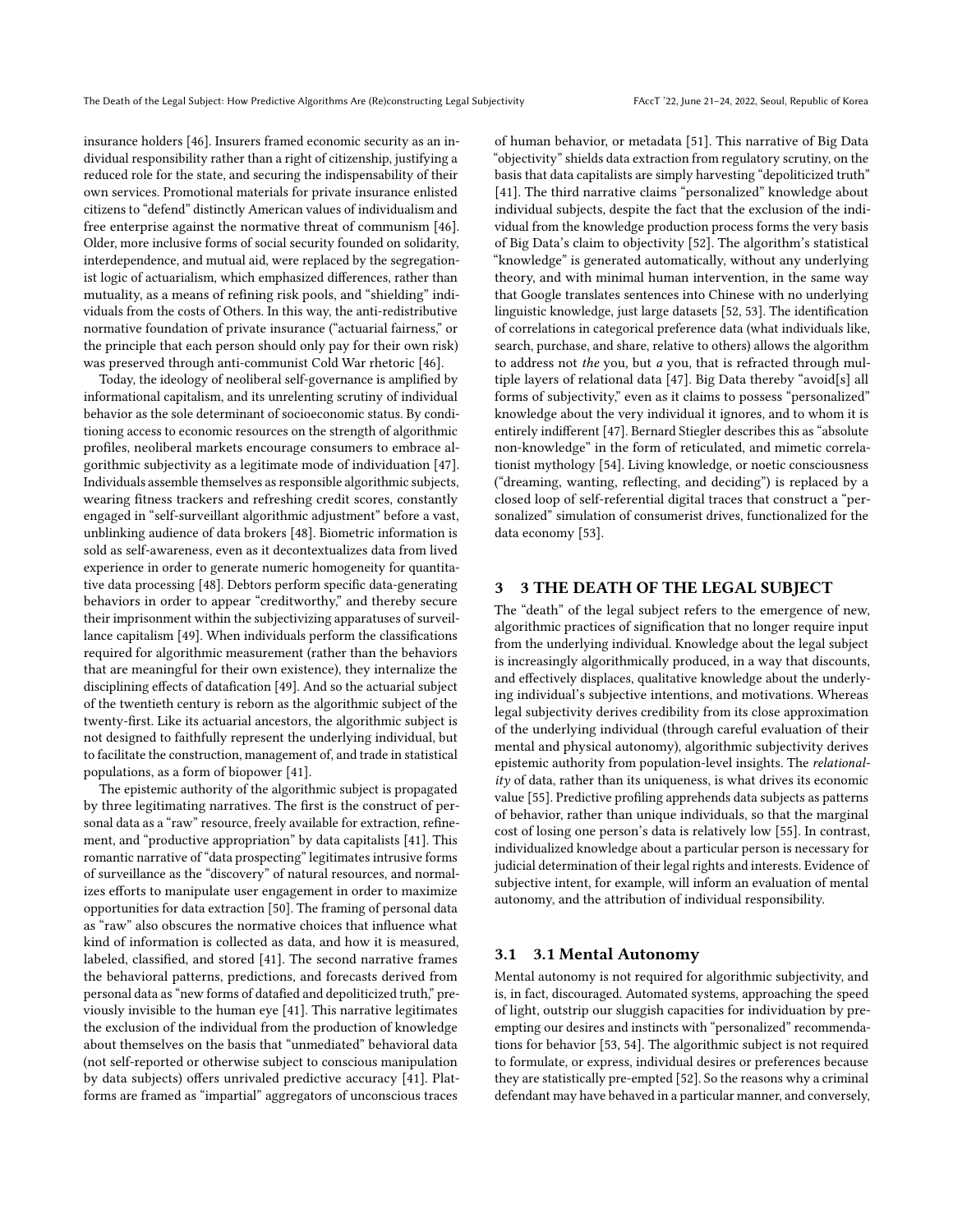insurance holders [46]. Insurers framed economic security as an individual responsibility rather than a right of citizenship, justifying a reduced role for the state, and securing the indispensability of their own services. Promotional materials for private insurance enlisted citizens to "defend" distinctly American values of individualism and free enterprise against the normative threat of communism [46]. Older, more inclusive forms of social security founded on solidarity, interdependence, and mutual aid, were replaced by the segregationist logic of actuarialism, which emphasized differences, rather than mutuality, as a means of refining risk pools, and "shielding" individuals from the costs of Others. In this way, the anti-redistributive normative foundation of private insurance ("actuarial fairness," or the principle that each person should only pay for their own risk) was preserved through anti-communist Cold War rhetoric [46].

Today, the ideology of neoliberal self-governance is amplified by informational capitalism, and its unrelenting scrutiny of individual behavior as the sole determinant of socioeconomic status. By conditioning access to economic resources on the strength of algorithmic profiles, neoliberal markets encourage consumers to embrace algorithmic subjectivity as a legitimate mode of individuation [47]. Individuals assemble themselves as responsible algorithmic subjects, wearing fitness trackers and refreshing credit scores, constantly engaged in "self-surveillant algorithmic adjustment" before a vast, unblinking audience of data brokers [48]. Biometric information is sold as self-awareness, even as it decontextualizes data from lived experience in order to generate numeric homogeneity for quantitative data processing [48]. Debtors perform specific data-generating behaviors in order to appear "creditworthy," and thereby secure their imprisonment within the subjectivizing apparatuses of surveillance capitalism [49]. When individuals perform the classifications required for algorithmic measurement (rather than the behaviors that are meaningful for their own existence), they internalize the disciplining effects of datafication [49]. And so the actuarial subject of the twentieth century is reborn as the algorithmic subject of the twenty-first. Like its actuarial ancestors, the algorithmic subject is not designed to faithfully represent the underlying individual, but to facilitate the construction, management of, and trade in statistical populations, as a form of biopower [41].

The epistemic authority of the algorithmic subject is propagated by three legitimating narratives. The first is the construct of personal data as a "raw" resource, freely available for extraction, refinement, and "productive appropriation" by data capitalists [41]. This romantic narrative of "data prospecting" legitimates intrusive forms of surveillance as the "discovery" of natural resources, and normalizes efforts to manipulate user engagement in order to maximize opportunities for data extraction [50]. The framing of personal data as "raw" also obscures the normative choices that influence what kind of information is collected as data, and how it is measured, labeled, classified, and stored [41]. The second narrative frames the behavioral patterns, predictions, and forecasts derived from personal data as "new forms of datafied and depoliticized truth," previously invisible to the human eye [41]. This narrative legitimates the exclusion of the individual from the production of knowledge about themselves on the basis that "unmediated" behavioral data (not self-reported or otherwise subject to conscious manipulation by data subjects) offers unrivaled predictive accuracy [41]. Platforms are framed as "impartial" aggregators of unconscious traces of human behavior, or metadata [51]. This narrative of Big Data "objectivity" shields data extraction from regulatory scrutiny, on the basis that data capitalists are simply harvesting "depoliticized truth" [41]. The third narrative claims "personalized" knowledge about individual subjects, despite the fact that the exclusion of the individual from the knowledge production process forms the very basis of Big Data's claim to objectivity [52]. The algorithm's statistical "knowledge" is generated automatically, without any underlying theory, and with minimal human intervention, in the same way that Google translates sentences into Chinese with no underlying linguistic knowledge, just large datasets [52, 53]. The identification of correlations in categorical preference data (what individuals like, search, purchase, and share, relative to others) allows the algorithm to address not *the* you, but *a* you, that is refracted through multiple layers of relational data [47]. Big Data thereby "avoid[s] all forms of subjectivity," even as it claims to possess "personalized" knowledge about the very individual it ignores, and to whom it is entirely indifferent [47]. Bernard Stiegler describes this as "absolute non-knowledge" in the form of reticulated, and mimetic correlationist mythology [54]. Living knowledge, or noetic consciousness ("dreaming, wanting, reflecting, and deciding") is replaced by a closed loop of self-referential digital traces that construct a "personalized" simulation of consumerist drives, functionalized for the data economy [53].

## 3 3 THE DEATH OF THE LEGAL SUBJECT

The "death" of the legal subject refers to the emergence of new, algorithmic practices of signification that no longer require input from the underlying individual. Knowledge about the legal subject is increasingly algorithmically produced, in a way that discounts, and effectively displaces, qualitative knowledge about the underlying individual's subjective intentions, and motivations. Whereas legal subjectivity derives credibility from its close approximation of the underlying individual (through careful evaluation of their mental and physical autonomy), algorithmic subjectivity derives epistemic authority from population-level insights. The *relationality* of data, rather than its uniqueness, is what drives its economic value [55]. Predictive profiling apprehends data subjects as patterns of behavior, rather than unique individuals, so that the marginal cost of losing one person's data is relatively low [55]. In contrast, individualized knowledge about a particular person is necessary for judicial determination of their legal rights and interests. Evidence of subjective intent, for example, will inform an evaluation of mental autonomy, and the attribution of individual responsibility.

### 3.1 3.1 Mental Autonomy

Mental autonomy is not required for algorithmic subjectivity, and is, in fact, discouraged. Automated systems, approaching the speed of light, outstrip our sluggish capacities for individuation by preempting our desires and instincts with "personalized" recommendations for behavior [53, 54]. The algorithmic subject is not required to formulate, or express, individual desires or preferences because they are statistically pre-empted [52]. So the reasons why a criminal defendant may have behaved in a particular manner, and conversely,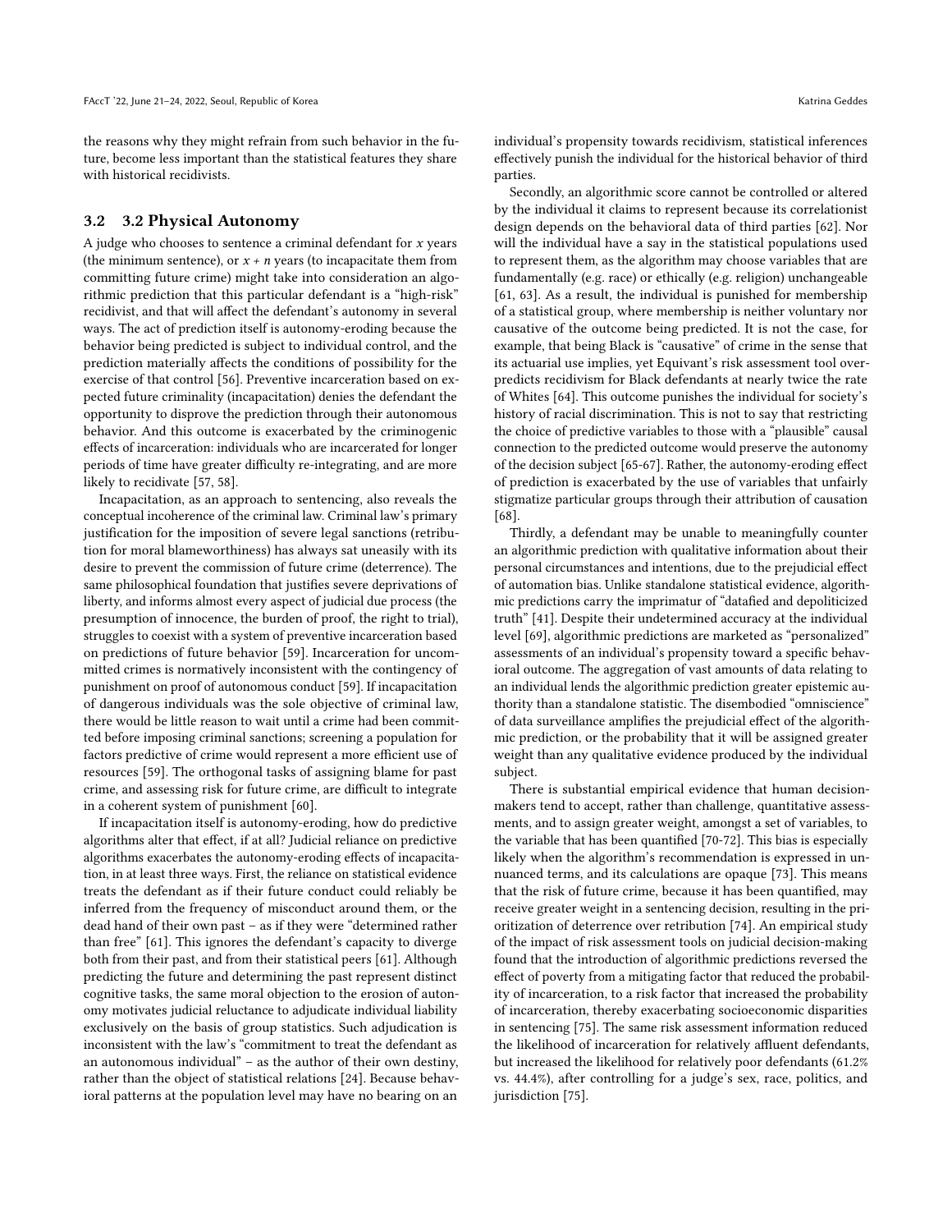the reasons why they might refrain from such behavior in the future, become less important than the statistical features they share with historical recidivists.

## 3.2 3.2 Physical Autonomy

A judge who chooses to sentence a criminal defendant for $x$ years (the minimum sentence), or $x + n$ years (to incapacitate them from committing future crime) might take into consideration an algorithmic prediction that this particular defendant is a "high-risk" recidivist, and that will affect the defendant's autonomy in several ways. The act of prediction itself is autonomy-eroding because the behavior being predicted is subject to individual control, and the prediction materially affects the conditions of possibility for the exercise of that control [56]. Preventive incarceration based on expected future criminality (incapacitation) denies the defendant the opportunity to disprove the prediction through their autonomous behavior. And this outcome is exacerbated by the criminogenic effects of incarceration: individuals who are incarcerated for longer periods of time have greater difficulty re-integrating, and are more likely to recidivate [57, 58].

Incapacitation, as an approach to sentencing, also reveals the conceptual incoherence of the criminal law. Criminal law's primary justification for the imposition of severe legal sanctions (retribution for moral blameworthiness) has always sat uneasily with its desire to prevent the commission of future crime (deterrence). The same philosophical foundation that justifies severe deprivations of liberty, and informs almost every aspect of judicial due process (the presumption of innocence, the burden of proof, the right to trial), struggles to coexist with a system of preventive incarceration based on predictions of future behavior [59]. Incarceration for uncommitted crimes is normatively inconsistent with the contingency of punishment on proof of autonomous conduct [59]. If incapacitation of dangerous individuals was the sole objective of criminal law, there would be little reason to wait until a crime had been committed before imposing criminal sanctions; screening a population for factors predictive of crime would represent a more efficient use of resources [59]. The orthogonal tasks of assigning blame for past crime, and assessing risk for future crime, are difficult to integrate in a coherent system of punishment [60].

If incapacitation itself is autonomy-eroding, how do predictive algorithms alter that effect, if at all? Judicial reliance on predictive algorithms exacerbates the autonomy-eroding effects of incapacitation, in at least three ways. First, the reliance on statistical evidence treats the defendant as if their future conduct could reliably be inferred from the frequency of misconduct around them, or the dead hand of their own past – as if they were "determined rather than free" [61]. This ignores the defendant's capacity to diverge both from their past, and from their statistical peers [61]. Although predicting the future and determining the past represent distinct cognitive tasks, the same moral objection to the erosion of autonomy motivates judicial reluctance to adjudicate individual liability exclusively on the basis of group statistics. Such adjudication is inconsistent with the law's "commitment to treat the defendant as an autonomous individual" – as the author of their own destiny, rather than the object of statistical relations [24]. Because behavioral patterns at the population level may have no bearing on an individual's propensity towards recidivism, statistical inferences effectively punish the individual for the historical behavior of third parties.

Secondly, an algorithmic score cannot be controlled or altered by the individual it claims to represent because its correlationist design depends on the behavioral data of third parties [62]. Nor will the individual have a say in the statistical populations used to represent them, as the algorithm may choose variables that are fundamentally (e.g. race) or ethically (e.g. religion) unchangeable [61, 63]. As a result, the individual is punished for membership of a statistical group, where membership is neither voluntary nor causative of the outcome being predicted. It is not the case, for example, that being Black is "causative" of crime in the sense that its actuarial use implies, yet Equivant's risk assessment tool overpredicts recidivism for Black defendants at nearly twice the rate of Whites [64]. This outcome punishes the individual for society's history of racial discrimination. This is not to say that restricting the choice of predictive variables to those with a "plausible" causal connection to the predicted outcome would preserve the autonomy of the decision subject [65-67]. Rather, the autonomy-eroding effect of prediction is exacerbated by the use of variables that unfairly stigmatize particular groups through their attribution of causation [68].

Thirdly, a defendant may be unable to meaningfully counter an algorithmic prediction with qualitative information about their personal circumstances and intentions, due to the prejudicial effect of automation bias. Unlike standalone statistical evidence, algorithmic predictions carry the imprimatur of "datafied and depoliticized truth" [41]. Despite their undetermined accuracy at the individual level [69], algorithmic predictions are marketed as "personalized" assessments of an individual's propensity toward a specific behavioral outcome. The aggregation of vast amounts of data relating to an individual lends the algorithmic prediction greater epistemic authority than a standalone statistic. The disembodied "omniscience" of data surveillance amplifies the prejudicial effect of the algorithmic prediction, or the probability that it will be assigned greater weight than any qualitative evidence produced by the individual subject.

There is substantial empirical evidence that human decision-makers tend to accept, rather than challenge, quantitative assessments, and to assign greater weight, amongst a set of variables, to the variable that has been quantified [70-72]. This bias is especially likely when the algorithm's recommendation is expressed in unnuanced terms, and its calculations are opaque [73]. This means that the risk of future crime, because it has been quantified, may receive greater weight in a sentencing decision, resulting in the prioritization of deterrence over retribution [74]. An empirical study of the impact of risk assessment tools on judicial decision-making found that the introduction of algorithmic predictions reversed the effect of poverty from a mitigating factor that reduced the probability of incarceration, to a risk factor that increased the probability of incarceration, thereby exacerbating socioeconomic disparities in sentencing [75]. The same risk assessment information reduced the likelihood of incarceration for relatively affluent defendants, but increased the likelihood for relatively poor defendants (61.2% vs. 44.4%), after controlling for a judge's sex, race, politics, and jurisdiction [75].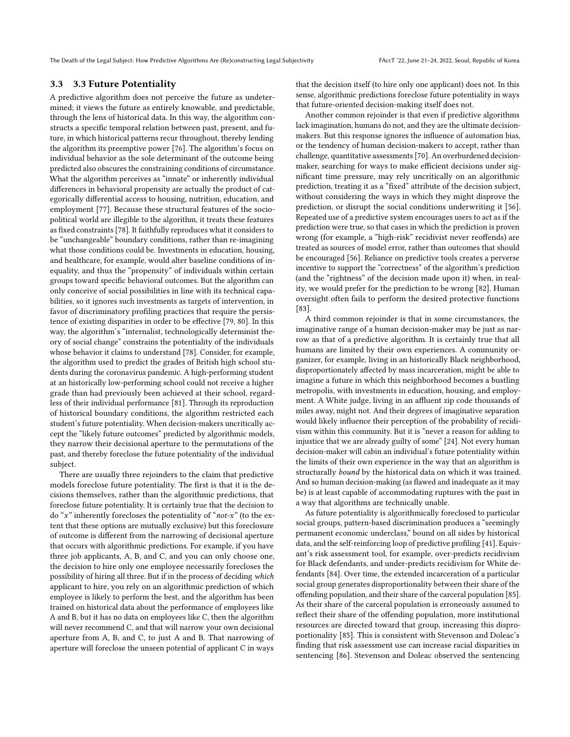### 3.3 3.3 Future Potentiality

A predictive algorithm does not perceive the future as undetermined; it views the future as entirely knowable, and predictable, through the lens of historical data. In this way, the algorithm constructs a specific temporal relation between past, present, and future, in which historical patterns recur throughout, thereby lending the algorithm its preemptive power [76]. The algorithm's focus on individual behavior as the sole determinant of the outcome being predicted also obscures the constraining conditions of circumstance. What the algorithm perceives as "innate" or inherently individual differences in behavioral propensity are actually the product of categorically differential access to housing, nutrition, education, and employment [77]. Because these structural features of the sociopolitical world are illegible to the algorithm, it treats these features as fixed constraints [78]. It faithfully reproduces what it considers to be "unchangeable" boundary conditions, rather than re-imagining what those conditions could be. Investments in education, housing, and healthcare, for example, would alter baseline conditions of inequality, and thus the "propensity" of individuals within certain groups toward specific behavioral outcomes. But the algorithm can only conceive of social possibilities in line with its technical capabilities, so it ignores such investments as targets of intervention, in favor of discriminatory profiling practices that require the persistence of existing disparities in order to be effective [79, 80]. In this way, the algorithm's "internalist, technologically determinist theory of social change" constrains the potentiality of the individuals whose behavior it claims to understand [78]. Consider, for example, the algorithm used to predict the grades of British high school students during the coronavirus pandemic. A high-performing student at an historically low-performing school could not receive a higher grade than had previously been achieved at their school, regardless of their individual performance [81]. Through its reproduction of historical boundary conditions, the algorithm restricted each student's future potentiality. When decision-makers uncritically accept the "likely future outcomes" predicted by algorithmic models, they narrow their decisional aperture to the permutations of the past, and thereby foreclose the future potentiality of the individual subject.

There are usually three rejoinders to the claim that predictive models foreclose future potentiality. The first is that it is the decisions themselves, rather than the algorithmic predictions, that foreclose future potentiality. It is certainly true that the decision to do "*x*" inherently forecloses the potentiality of "*not-x*" (to the extent that these options are mutually exclusive) but this foreclosure of outcome is different from the narrowing of decisional aperture that occurs with algorithmic predictions. For example, if you have three job applicants, A, B, and C, and you can only choose one, the decision to hire only one employee necessarily forecloses the possibility of hiring all three. But if in the process of deciding *which* applicant to hire, you rely on an algorithmic prediction of which employee is likely to perform the best, and the algorithm has been trained on historical data about the performance of employees like A and B, but it has no data on employees like C, then the algorithm will never recommend C, and that will narrow your own decisional aperture from A, B, and C, to just A and B. That narrowing of aperture will foreclose the unseen potential of applicant C in ways that the decision itself (to hire only one applicant) does not. In this sense, algorithmic predictions foreclose future potentiality in ways that future-oriented decision-making itself does not.

Another common rejoinder is that even if predictive algorithms lack imagination, humans do not, and they are the ultimate decision-makers. But this response ignores the influence of automation bias, or the tendency of human decision-makers to accept, rather than challenge, quantitative assessments [70]. An overburdened decision-maker, searching for ways to make efficient decisions under significant time pressure, may rely uncritically on an algorithmic prediction, treating it as a "fixed" attribute of the decision subject, without considering the ways in which they might disprove the prediction, or disrupt the social conditions underwriting it [56]. Repeated use of a predictive system encourages users to act as if the prediction were true, so that cases in which the prediction is proven wrong (for example, a "high-risk" recidivist never reoffends) are treated as sources of model error, rather than outcomes that should be encouraged [56]. Reliance on predictive tools creates a perverse incentive to support the "correctness" of the algorithm's prediction (and the "rightness" of the decision made upon it) when, in reality, we would prefer for the prediction to be wrong [82]. Human oversight often fails to perform the desired protective functions [83].

A third common rejoinder is that in some circumstances, the imaginative range of a human decision-maker may be just as narrow as that of a predictive algorithm. It is certainly true that all humans are limited by their own experiences. A community organizer, for example, living in an historically Black neighborhood, disproportionately affected by mass incarceration, might be able to imagine a future in which this neighborhood becomes a bustling metropolis, with investments in education, housing, and employment. A White judge, living in an affluent zip code thousands of miles away, might not. And their degrees of imaginative separation would likely influence their perception of the probability of recidivism within this community. But it is "never a reason for adding to injustice that we are already guilty of some" [24]. Not every human decision-maker will cabin an individual's future potentiality within the limits of their own experience in the way that an algorithm is structurally *bound* by the historical data on which it was trained. And so human decision-making (as flawed and inadequate as it may be) is at least capable of accommodating ruptures with the past in a way that algorithms are technically unable.

As future potentiality is algorithmically foreclosed to particular social groups, pattern-based discrimination produces a "seemingly permanent economic underclass," bound on all sides by historical data, and the self-reinforcing loop of predictive profiling [41]. Equivant's risk assessment tool, for example, over-predicts recidivism for Black defendants, and under-predicts recidivism for White defendants [84]. Over time, the extended incarceration of a particular social group generates disproportionality between their share of the offending population, and their share of the carceral population [85]. As their share of the carceral population is erroneously assumed to reflect their share of the offending population, more institutional resources are directed toward that group, increasing this disproportionality [85]. This is consistent with Stevenson and Doleac's finding that risk assessment use can increase racial disparities in sentencing [86]. Stevenson and Doleac observed the sentencing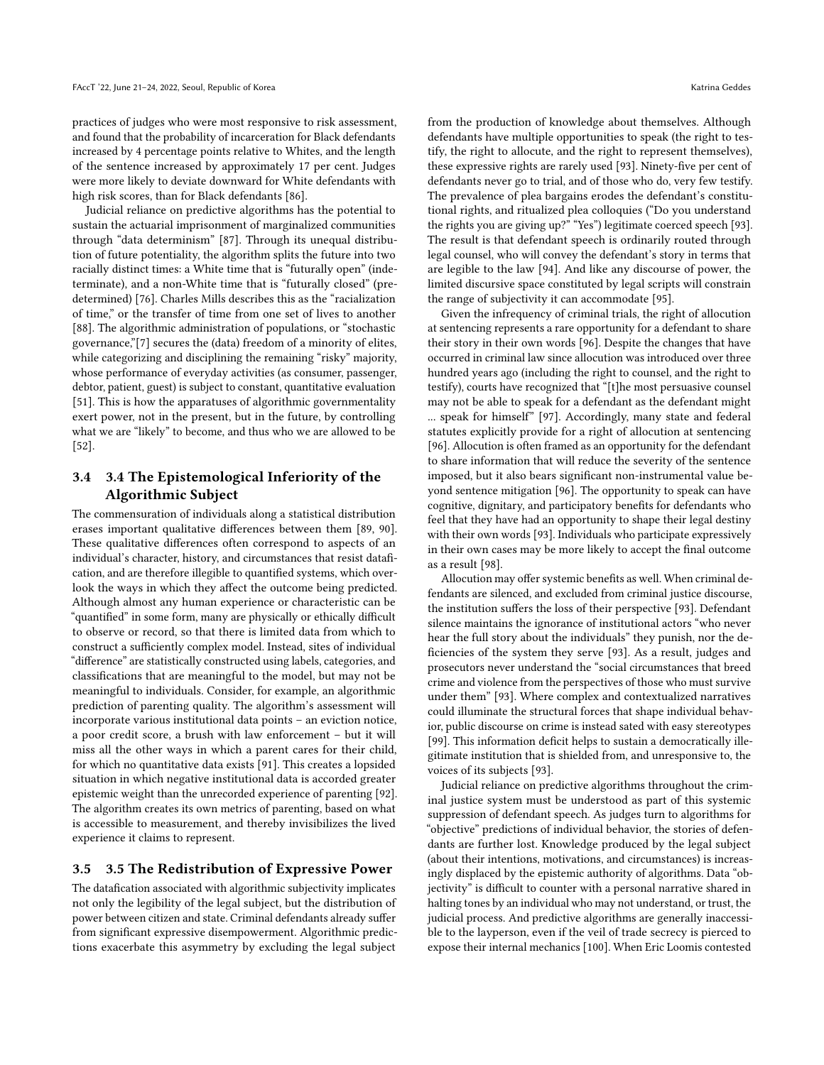practices of judges who were most responsive to risk assessment, and found that the probability of incarceration for Black defendants increased by 4 percentage points relative to Whites, and the length of the sentence increased by approximately 17 per cent. Judges were more likely to deviate downward for White defendants with high risk scores, than for Black defendants [86].

Judicial reliance on predictive algorithms has the potential to sustain the actuarial imprisonment of marginalized communities through "data determinism" [87]. Through its unequal distribution of future potentiality, the algorithm splits the future into two racially distinct times: a White time that is "futurally open" (indeterminate), and a non-White time that is "futurally closed" (predetermined) [76]. Charles Mills describes this as the "racialization of time," or the transfer of time from one set of lives to another [88]. The algorithmic administration of populations, or "stochastic governance,"[7] secures the (data) freedom of a minority of elites, while categorizing and disciplining the remaining "risky" majority, whose performance of everyday activities (as consumer, passenger, debtor, patient, guest) is subject to constant, quantitative evaluation [51]. This is how the apparatuses of algorithmic governmentality exert power, not in the present, but in the future, by controlling what we are "likely" to become, and thus who we are allowed to be [52].

## 3.4 3.4 The Epistemological Inferiority of the Algorithmic Subject

The commensuration of individuals along a statistical distribution erases important qualitative differences between them [89, 90]. These qualitative differences often correspond to aspects of an individual's character, history, and circumstances that resist datafication, and are therefore illegible to quantified systems, which overlook the ways in which they affect the outcome being predicted. Although almost any human experience or characteristic can be "quantified" in some form, many are physically or ethically difficult to observe or record, so that there is limited data from which to construct a sufficiently complex model. Instead, sites of individual "difference" are statistically constructed using labels, categories, and classifications that are meaningful to the model, but may not be meaningful to individuals. Consider, for example, an algorithmic prediction of parenting quality. The algorithm's assessment will incorporate various institutional data points – an eviction notice, a poor credit score, a brush with law enforcement – but it will miss all the other ways in which a parent cares for their child, for which no quantitative data exists [91]. This creates a lopsided situation in which negative institutional data is accorded greater epistemic weight than the unrecorded experience of parenting [92]. The algorithm creates its own metrics of parenting, based on what is accessible to measurement, and thereby invisibilizes the lived experience it claims to represent.

## 3.5 3.5 The Redistribution of Expressive Power

The datafication associated with algorithmic subjectivity implicates not only the legibility of the legal subject, but the distribution of power between citizen and state. Criminal defendants already suffer from significant expressive disempowerment. Algorithmic predictions exacerbate this asymmetry by excluding the legal subject from the production of knowledge about themselves. Although defendants have multiple opportunities to speak (the right to testify, the right to allocute, and the right to represent themselves), these expressive rights are rarely used [93]. Ninety-five per cent of defendants never go to trial, and of those who do, very few testify. The prevalence of plea bargains erodes the defendant's constitutional rights, and ritualized plea colloquies ("Do you understand the rights you are giving up?" "Yes") legitimate coerced speech [93]. The result is that defendant speech is ordinarily routed through legal counsel, who will convey the defendant's story in terms that are legible to the law [94]. And like any discourse of power, the limited discursive space constituted by legal scripts will constrain the range of subjectivity it can accommodate [95].

Given the infrequency of criminal trials, the right of allocution at sentencing represents a rare opportunity for a defendant to share their story in their own words [96]. Despite the changes that have occurred in criminal law since allocution was introduced over three hundred years ago (including the right to counsel, and the right to testify), courts have recognized that "[t]he most persuasive counsel may not be able to speak for a defendant as the defendant might ... speak for himself" [97]. Accordingly, many state and federal statutes explicitly provide for a right of allocution at sentencing [96]. Allocution is often framed as an opportunity for the defendant to share information that will reduce the severity of the sentence imposed, but it also bears significant non-instrumental value beyond sentence mitigation [96]. The opportunity to speak can have cognitive, dignitary, and participatory benefits for defendants who feel that they have had an opportunity to shape their legal destiny with their own words [93]. Individuals who participate expressively in their own cases may be more likely to accept the final outcome as a result [98].

Allocution may offer systemic benefits as well. When criminal defendants are silenced, and excluded from criminal justice discourse, the institution suffers the loss of their perspective [93]. Defendant silence maintains the ignorance of institutional actors "who never hear the full story about the individuals" they punish, nor the deficiencies of the system they serve [93]. As a result, judges and prosecutors never understand the "social circumstances that breed crime and violence from the perspectives of those who must survive under them" [93]. Where complex and contextualized narratives could illuminate the structural forces that shape individual behavior, public discourse on crime is instead sated with easy stereotypes [99]. This information deficit helps to sustain a democratically illegitimate institution that is shielded from, and unresponsive to, the voices of its subjects [93].

Judicial reliance on predictive algorithms throughout the criminal justice system must be understood as part of this systemic suppression of defendant speech. As judges turn to algorithms for "objective" predictions of individual behavior, the stories of defendants are further lost. Knowledge produced by the legal subject (about their intentions, motivations, and circumstances) is increasingly displaced by the epistemic authority of algorithms. Data "objectivity" is difficult to counter with a personal narrative shared in halting tones by an individual who may not understand, or trust, the judicial process. And predictive algorithms are generally inaccessible to the layperson, even if the veil of trade secrecy is pierced to expose their internal mechanics [100]. When Eric Loomis contested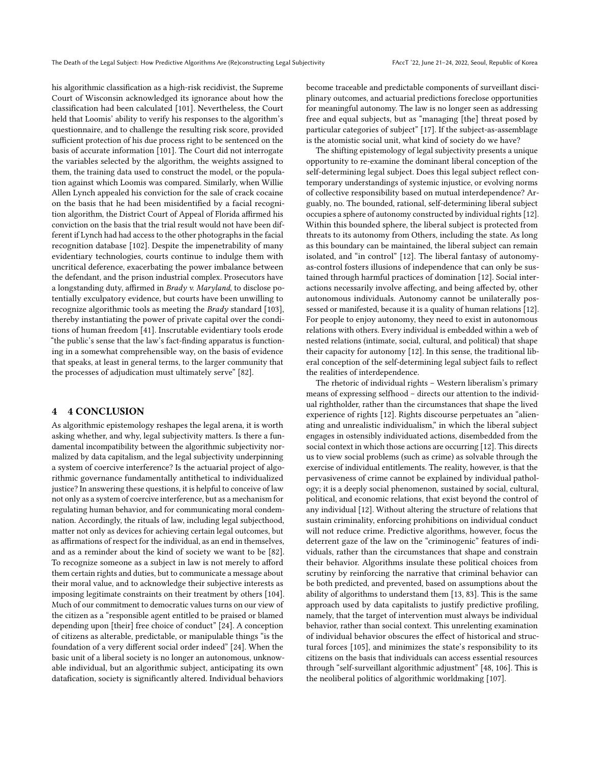his algorithmic classification as a high-risk recidivist, the Supreme Court of Wisconsin acknowledged its ignorance about how the classification had been calculated [101]. Nevertheless, the Court held that Loomis' ability to verify his responses to the algorithm's questionnaire, and to challenge the resulting risk score, provided sufficient protection of his due process right to be sentenced on the basis of accurate information [101]. The Court did not interrogate the variables selected by the algorithm, the weights assigned to them, the training data used to construct the model, or the population against which Loomis was compared. Similarly, when Willie Allen Lynch appealed his conviction for the sale of crack cocaine on the basis that he had been misidentified by a facial recognition algorithm, the District Court of Appeal of Florida affirmed his conviction on the basis that the trial result would not have been different if Lynch had had access to the other photographs in the facial recognition database [102]. Despite the impenetrability of many evidentiary technologies, courts continue to indulge them with uncritical deference, exacerbating the power imbalance between the defendant, and the prison industrial complex. Prosecutors have a longstanding duty, affirmed in *Brady v. Maryland*, to disclose potentially exculpatory evidence, but courts have been unwilling to recognize algorithmic tools as meeting the *Brady* standard [103], thereby instantiating the power of private capital over the conditions of human freedom [41]. Inscrutable evidentiary tools erode "the public's sense that the law's fact-finding apparatus is functioning in a somewhat comprehensible way, on the basis of evidence that speaks, at least in general terms, to the larger community that the processes of adjudication must ultimately serve" [82].

## 4 4 CONCLUSION

As algorithmic epistemology reshapes the legal arena, it is worth asking whether, and why, legal subjectivity matters. Is there a fundamental incompatibility between the algorithmic subjectivity normalized by data capitalism, and the legal subjectivity underpinning a system of coercive interference? Is the actuarial project of algorithmic governance fundamentally antithetical to individualized justice? In answering these questions, it is helpful to conceive of law not only as a system of coercive interference, but as a mechanism for regulating human behavior, and for communicating moral condemnation. Accordingly, the rituals of law, including legal subjecthood, matter not only as devices for achieving certain legal outcomes, but as affirmations of respect for the individual, as an end in themselves, and as a reminder about the kind of society we want to be [82]. To recognize someone as a subject in law is not merely to afford them certain rights and duties, but to communicate a message about their moral value, and to acknowledge their subjective interests as imposing legitimate constraints on their treatment by others [104]. Much of our commitment to democratic values turns on our view of the citizen as a "responsible agent entitled to be praised or blamed depending upon [their] free choice of conduct" [24]. A conception of citizens as alterable, predictable, or manipulable things "is the foundation of a very different social order indeed" [24]. When the basic unit of a liberal society is no longer an autonomous, unknowable individual, but an algorithmic subject, anticipating its own datafication, society is significantly altered. Individual behaviors become traceable and predictable components of surveillant disciplinary outcomes, and actuarial predictions foreclose opportunities for meaningful autonomy. The law is no longer seen as addressing free and equal subjects, but as "managing [the] threat posed by particular categories of subject" [17]. If the subject-as-assemblage is the atomistic social unit, what kind of society do we have?

The shifting epistemology of legal subjectivity presents a unique opportunity to re-examine the dominant liberal conception of the self-determining legal subject. Does this legal subject reflect contemporary understandings of systemic injustice, or evolving norms of collective responsibility based on mutual interdependence? Arguably, no. The bounded, rational, self-determining liberal subject occupies a sphere of autonomy constructed by individual rights [12]. Within this bounded sphere, the liberal subject is protected from threats to its autonomy from Others, including the state. As long as this boundary can be maintained, the liberal subject can remain isolated, and "in control" [12]. The liberal fantasy of autonomy-as-control fosters illusions of independence that can only be sustained through harmful practices of domination [12]. Social interactions necessarily involve affecting, and being affected by, other autonomous individuals. Autonomy cannot be unilaterally possessed or manifested, because it is a quality of human relations [12]. For people to enjoy autonomy, they need to exist in autonomous relations with others. Every individual is embedded within a web of nested relations (intimate, social, cultural, and political) that shape their capacity for autonomy [12]. In this sense, the traditional liberal conception of the self-determining legal subject fails to reflect the realities of interdependence.

The rhetoric of individual rights – Western liberalism's primary means of expressing selfhood – directs our attention to the individual rightholder, rather than the circumstances that shape the lived experience of rights [12]. Rights discourse perpetuates an "alienating and unrealistic individualism," in which the liberal subject engages in ostensibly individuated actions, disembedded from the social context in which those actions are occurring [12]. This directs us to view social problems (such as crime) as solvable through the exercise of individual entitlements. The reality, however, is that the pervasiveness of crime cannot be explained by individual pathology; it is a deeply social phenomenon, sustained by social, cultural, political, and economic relations, that exist beyond the control of any individual [12]. Without altering the structure of relations that sustain criminality, enforcing prohibitions on individual conduct will not reduce crime. Predictive algorithms, however, focus the deterrent gaze of the law on the "criminogenic" features of individuals, rather than the circumstances that shape and constrain their behavior. Algorithms insulate these political choices from scrutiny by reinforcing the narrative that criminal behavior can be both predicted, and prevented, based on assumptions about the ability of algorithms to understand them [13, 83]. This is the same approach used by data capitalists to justify predictive profiling, namely, that the target of intervention must always be individual behavior, rather than social context. This unrelenting examination of individual behavior obscures the effect of historical and structural forces [105], and minimizes the state's responsibility to its citizens on the basis that individuals can access essential resources through "self-surveillant algorithmic adjustment" [48, 106]. This is the neoliberal politics of algorithmic worldmaking [107].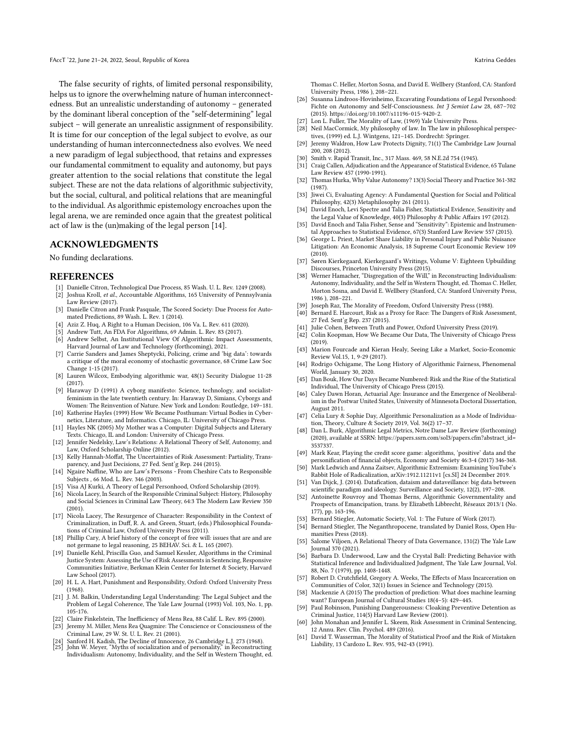The false security of rights, of limited personal responsibility, helps us to ignore the overwhelming nature of human interconnectedness. But an unrealistic understanding of autonomy – generated by the dominant liberal conception of the "self-determining" legal subject – will generate an unrealistic assignment of responsibility. It is time for our conception of the legal subject to evolve, as our understanding of human interconnectedness also evolves. We need a new paradigm of legal subjecthood, that retains and expresses our fundamental commitment to equality and autonomy, but pays greater attention to the social relations that constitute the legal subject. These are not the data relations of algorithmic subjectivity, but the social, cultural, and political relations that are meaningful to the individual. As algorithmic epistemology encroaches upon the legal arena, we are reminded once again that the greatest political act of law is the (un)making of the legal person [14].

## ACKNOWLEDGMENTS

No funding declarations.

## REFERENCES

- [1] Danielle Citron, Technological Due Process, 85 Wash. U. L. Rev. 1249 (2008).
- [2] Joshua Kroll, *et al.*, Accountable Algorithms, 165 University of Pennsylvania Law Review (2017).
- [3] Danielle Citron and Frank Pasquale, The Scored Society: Due Process for Automated Predictions, 89 Wash. L. Rev. 1 (2014).
- [4] Aziz Z. Huq, A Right to a Human Decision, 106 Va. L. Rev. 611 (2020).
- [5] Andrew Tutt, An FDA For Algorithms, 69 Admin. L. Rev. 83 (2017).
- [6] Andrew Selbst, An Institutional View Of Algorithmic Impact Assessments, Harvard Journal of Law and Technology (forthcoming), 2021.
- [7] Carrie Sanders and James Sheptycki, Policing, crime and 'big data': towards a critique of the moral economy of stochastic governance, 68 Crime Law Soc Change 1-15 (2017).
- [8] Lauren Wilcox, Embodying algorithmic war, 48(1) Security Dialogue 11-28 (2017).
- [9] Haraway D (1991) A cyborg manifesto: Science, technology, and socialist-feminism in the late twentieth century. In: Haraway D, Simians, Cyborgs and Women: The Reinvention of Nature. New York and London: Routledge, 149–181.
- [10] Katherine Hayles (1999) How We Became Posthuman: Virtual Bodies in Cybernetics, Literature, and Informatics. Chicago, IL: University of Chicago Press.
- [11] Hayles NK (2005) My Mother was a Computer: Digital Subjects and Literary Texts. Chicago, IL and London: University of Chicago Press.
- [12] Jennifer Nedelsky, Law's Relations: A Relational Theory of Self, Autonomy, and Law, Oxford Scholarship Online (2012).
- [13] Kelly Hannah-Moffat, The Uncertainties of Risk Assessment: Partiality, Transparency, and Just Decisions, 27 Fed. Sent'g Rep. 244 (2015).
- [14] Ngaire Naffine, Who are Law's Persons - From Cheshire Cats to Responsible Subjects , 66 Mod. L. Rev. 346 (2003).
- [15] Visa AJ Kurki, A Theory of Legal Personhood, Oxford Scholarship (2019).
- [16] Nicola Lacey, In Search of the Responsible Criminal Subject: History, Philosophy and Social Sciences in Criminal Law Theory, 64:3 The Modern Law Review 350 (2001).
- [17] Nicola Lacey, The Resurgence of Character: Responsibility in the Context of Criminalization, in Duff, R. A. and Green, Stuart, (eds.) Philosophical Foundations of Criminal Law, Oxford University Press (2011).
- [18] Phillip Cary, A brief history of the concept of free will: issues that are and are not germane to legal reasoning, 25 BEHAV. Sci. & L. 165 (2007).
- [19] Danielle Kehl, Priscilla Guo, and Samuel Kessler, Algorithms in the Criminal Justice System: Assessing the Use of Risk Assessments in Sentencing, Responsive Communities Initiative, Berkman Klein Center for Internet & Society, Harvard Law School (2017).
- [20] H. L. A. Hart, Punishment and Responsibility, Oxford: Oxford University Press (1968).
- [21] J. M. Balkin, Understanding Legal Understanding: The Legal Subject and the Problem of Legal Coherence, The Yale Law Journal (1993) Vol. 103, No. 1, pp. 105-176.
- [22] Claire Finkelstein, The Inefficiency of Mens Rea, 88 Calif. L. Rev. 895 (2000).
- [23] Jeremy M. Miller, Mens Rea Quagmire: The Conscience or Consciousness of the Criminal Law, 29 W. St. U. L. Rev. 21 (2001).
- [24] Sanford H. Kadish, The Decline of Innocence, 26 Cambridge L.J. 273 (1968).
- [25] John W. Meyer, "Myths of socialization and of personality," in Reconstructing Individualism: Autonomy, Individuality, and the Self in Western Thought, ed. Thomas C. Heller, Morton Sosna, and David E. Wellbery (Stanford, CA: Stanford University Press, 1986 ), 208–221.
- [26] Susanna Lindroos-Hovinheimo, Excavating Foundations of Legal Personhood: Fichte on Autonomy and Self-Consciousness. *Int J Semiot Law* 28, 687–702 (2015). https://doi.org/10.1007/s11196-015-9420-2.
- [27] Lon L. Fuller, The Morality of Law, (1969) Yale University Press.
- [28] Neil MacCormick, My philosophy of law. In The law in philosophical perspectives, (1999) ed. L.J. Wintgens, 121–145. Dordrecht: Springer.
- [29] Jeremy Waldron, How Law Protects Dignity, 71(1) The Cambridge Law Journal 200, 208 (2012).
- [30] Smith v. Rapid Transit, Inc., 317 Mass. 469, 58 N.E.2d 754 (1945).
- [31] Craig Callen, Adjudication and the Appearance of Statistical Evidence, 65 Tulane Law Review 457 (1990-1991).
- [32] Thomas Hurka, Why Value Autonomy? 13(3) Social Theory and Practice 361-382 (1987).
- [33] Jiwei Ci, Evaluating Agency: A Fundamental Question for Social and Political Philosophy, 42(3) Metaphilosophy 261 (2011).
- [34] David Enoch, Levi Spectre and Talia Fisher, Statistical Evidence, Sensitivity and the Legal Value of Knowledge, 40(3) Philosophy & Public Affairs 197 (2012).
- [35] David Enoch and Talia Fisher, Sense and "Sensitivity": Epistemic and Instrumental Approaches to Statistical Evidence, 67(3) Stanford Law Review 557 (2015).
- [36] George L. Priest, Market Share Liability in Personal Injury and Public Nuisance Litigation: An Economic Analysis, 18 Supreme Court Economic Review 109 (2010).
- [37] Søren Kierkegaard, Kierkegaard's Writings, Volume V: Eighteen Upbuilding Discourses, Princeton University Press (2015).
- [38] Werner Hamacher, "Disgregation of the Will," in Reconstructing Individualism: Autonomy, Individuality, and the Self in Western Thought, ed. Thomas C. Heller, Morton Sosna, and David E. Wellbery (Stanford, CA: Stanford University Press, 1986 ), 208–221.
- [39] Joseph Raz, The Morality of Freedom, Oxford University Press (1988).
- [40] Bernard E. Harcourt, Risk as a Proxy for Race: The Dangers of Risk Assessment, 27 Fed. Sent'g Rep. 237 (2015).
- [41] Julie Cohen, Between Truth and Power, Oxford University Press (2019).
- [42] Colin Koopman, How We Became Our Data, The University of Chicago Press (2019).
- [43] Marion Fourcade and Kieran Healy, Seeing Like a Market, Socio-Economic Review Vol.15, 1, 9-29 (2017).
- [44] Rodrigo Ochigame, The Long History of Algorithmic Fairness, Phenomenal World, January 30, 2020.
- [45] Dan Bouk, How Our Days Became Numbered: Risk and the Rise of the Statistical Individual, The University of Chicago Press (2015).
- [46] Caley Dawn Horan, Actuarial Age: Insurance and the Emergence of Neoliberalism in the Postwar United States, University of Minnesota Doctoral Dissertation, August 2011.
- [47] Celia Lury & Sophie Day, Algorithmic Personalization as a Mode of Individuation, Theory, Culture & Society 2019, Vol. 36(2) 17–37.
- [48] Dan L. Burk, Algorithmic Legal Metrics, Notre Dame Law Review (forthcoming) (2020), available at SSRN: https://papers.ssrn.com/sol3/papers.cfm?abstract_id=3537337.
- [49] Mark Kear, Playing the credit score game: algorithms, 'positive' data and the personification of financial objects, Economy and Society 46:3-4 (2017) 346-368.
- [50] Mark Ledwich and Anna Zaitsev, Algorithmic Extremism: Examining YouTube's Rabbit Hole of Radicalization, arXiv:1912.11211v1 [cs.SI] 24 December 2019.
- [51] Van Dijck, J. (2014). Datafication, dataism and dataveillance: big data between scientific paradigm and ideology. Surveillance and Society, 12(2), 197–208.
- [52] Antoinette Rouvroy and Thomas Berns, Algorithmic Governmentality and Prospects of Emancipation, trans. by Elizabeth Libbrecht, Réseaux 2013/1 (No. 177), pp. 163-196.
- [53] Bernard Stiegler, Automatic Society, Vol. 1: The Future of Work (2017).
- [54] Bernard Stiegler, The Neganthropocene, translated by Daniel Ross, Open Humanities Press (2018).
- [55] Salome Viljoen, A Relational Theory of Data Governance, 131(2) The Yale Law Journal 370 (2021).
- [56] Barbara D. Underwood, Law and the Crystal Ball: Predicting Behavior with Statistical Inference and Individualized Judgment, The Yale Law Journal, Vol. 88, No. 7 (1979), pp. 1408-1448.
- [57] Robert D. Crutchfield, Gregory A. Weeks, The Effects of Mass Incarceration on Communities of Color, 32(1) Issues in Science and Technology (2015).
- [58] Mackenzie A (2015) The production of prediction: What does machine learning want? European Journal of Cultural Studies 18(4–5): 429–445.
- [59] Paul Robinson, Punishing Dangerousness: Cloaking Preventive Detention as Criminal Justice, 114(5) Harvard Law Review (2001).
- [60] John Monahan and Jennifer L. Skeem, Risk Assessment in Criminal Sentencing, 12 Annu. Rev. Clin. Psychol. 489 (2016).
- [61] David T. Wasserman, The Morality of Statistical Proof and the Risk of Mistaken Liability, 13 Cardozo L. Rev. 935, 942-43 (1991).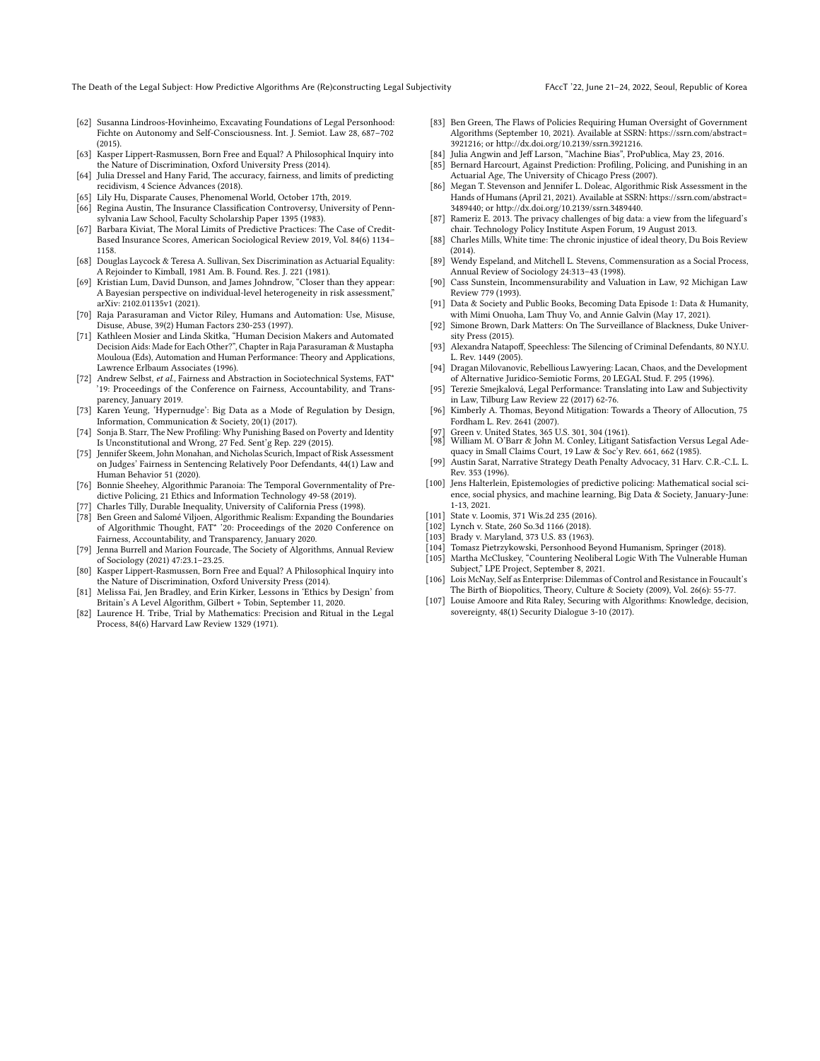[62] Susanna Lindroos-Hovinheimo, Excavating Foundations of Legal Personhood: Fichte on Autonomy and Self-Consciousness. Int. J. Semiot. Law 28, 687–702 (2015).

[63] Kasper Lippert-Rasmussen, Born Free and Equal? A Philosophical Inquiry into the Nature of Discrimination, Oxford University Press (2014).

[64] Julia Dressel and Hany Farid, The accuracy, fairness, and limits of predicting recidivism, 4 Science Advances (2018).

[65] Lily Hu, Disparate Causes, Phenomenal World, October 17th, 2019.

[66] Regina Austin, The Insurance Classification Controversy, University of Pennsylvania Law School, Faculty Scholarship Paper 1395 (1983).

[67] Barbara Kiviat, The Moral Limits of Predictive Practices: The Case of Credit-Based Insurance Scores, American Sociological Review 2019, Vol. 84(6) 1134–1158.

[68] Douglas Laycock & Teresa A. Sullivan, Sex Discrimination as Actuarial Equality: A Rejoinder to Kimball, 1981 Am. B. Found. Res. J. 221 (1981).

[69] Kristian Lum, David Dunson, and James Johndrow, "Closer than they appear: A Bayesian perspective on individual-level heterogeneity in risk assessment," arXiv: 2102.01135v1 (2021).

[70] Raja Parasuraman and Victor Riley, Humans and Automation: Use, Misuse, Disuse, Abuse, 39(2) Human Factors 230-253 (1997).

[71] Kathleen Mosier and Linda Skitka, "Human Decision Makers and Automated Decision Aids: Made for Each Other?", Chapter in Raja Parasuraman & Mustapha Mouloua (Eds), Automation and Human Performance: Theory and Applications, Lawrence Erlbaum Associates (1996).

[72] Andrew Selbst, *et al.*, Fairness and Abstraction in Sociotechnical Systems, FAT* '19: Proceedings of the Conference on Fairness, Accountability, and Transparency, January 2019.

[73] Karen Yeung, 'Hypernudge': Big Data as a Mode of Regulation by Design, Information, Communication & Society, 20(1) (2017).

[74] Sonja B. Starr, The New Profiling: Why Punishing Based on Poverty and Identity Is Unconstitutional and Wrong, 27 Fed. Sent'g Rep. 229 (2015).

[75] Jennifer Skeem, John Monahan, and Nicholas Scurich, Impact of Risk Assessment on Judges' Fairness in Sentencing Relatively Poor Defendants, 44(1) Law and Human Behavior 51 (2020).

[76] Bonnie Sheehey, Algorithmic Paranoia: The Temporal Governmentality of Predictive Policing, 21 Ethics and Information Technology 49-58 (2019).

[77] Charles Tilly, Durable Inequality, University of California Press (1998).

[78] Ben Green and Salomé Viljoen, Algorithmic Realism: Expanding the Boundaries of Algorithmic Thought, FAT* '20: Proceedings of the 2020 Conference on Fairness, Accountability, and Transparency, January 2020.

[79] Jenna Burrell and Marion Fourcade, The Society of Algorithms, Annual Review of Sociology (2021) 47:23.1–23.25.

[80] Kasper Lippert-Rasmussen, Born Free and Equal? A Philosophical Inquiry into the Nature of Discrimination, Oxford University Press (2014).

[81] Melissa Fai, Jen Bradley, and Erin Kirker, Lessons in 'Ethics by Design' from Britain's A Level Algorithm, Gilbert + Tobin, September 11, 2020.

[82] Laurence H. Tribe, Trial by Mathematics: Precision and Ritual in the Legal Process, 84(6) Harvard Law Review 1329 (1971).

[83] Ben Green, The Flaws of Policies Requiring Human Oversight of Government Algorithms (September 10, 2021). Available at SSRN: https://ssrn.com/abstract=3921216; or http://dx.doi.org/10.2139/ssrn.3921216.

[84] Julia Angwin and Jeff Larson, "Machine Bias", ProPublica, May 23, 2016.

[85] Bernard Harcourt, Against Prediction: Profiling, Policing, and Punishing in an Actuarial Age, The University of Chicago Press (2007).

[86] Megan T. Stevenson and Jennifer L. Doleac, Algorithmic Risk Assessment in the Hands of Humans (April 21, 2021). Available at SSRN: https://ssrn.com/abstract=3489440; or http://dx.doi.org/10.2139/ssrn.3489440.

[87] Rameriz E. 2013. The privacy challenges of big data: a view from the lifeguard's chair. Technology Policy Institute Aspen Forum, 19 August 2013.

[88] Charles Mills, White time: The chronic injustice of ideal theory, Du Bois Review (2014).

[89] Wendy Espeland, and Mitchell L. Stevens, Commensuration as a Social Process, Annual Review of Sociology 24:313–43 (1998).

[90] Cass Sunstein, Incommensurability and Valuation in Law, 92 Michigan Law Review 779 (1993).

[91] Data & Society and Public Books, Becoming Data Episode 1: Data & Humanity, with Mimi Onuoha, Lam Thuy Vo, and Annie Galvin (May 17, 2021).

[92] Simone Brown, Dark Matters: On The Surveillance of Blackness, Duke University Press (2015).

[93] Alexandra Natapoff, Speechless: The Silencing of Criminal Defendants, 80 N.Y.U. L. Rev. 1449 (2005).

[94] Dragan Milovanovic, Rebellious Lawyering: Lacan, Chaos, and the Development of Alternative Juridico-Semiotic Forms, 20 LEGAL Stud. F. 295 (1996).

[95] Terezie Smejkalová, Legal Performance: Translating into Law and Subjectivity in Law, Tilburg Law Review 22 (2017) 62-76.

[96] Kimberly A. Thomas, Beyond Mitigation: Towards a Theory of Allocution, 75 Fordham L. Rev. 2641 (2007).

[97] Green v. United States, 365 U.S. 301, 304 (1961).

[98] William M. O'Barr & John M. Conley, Litigant Satisfaction Versus Legal Adequacy in Small Claims Court, 19 Law & Soc'y Rev. 661, 662 (1985).

[99] Austin Sarat, Narrative Strategy Death Penalty Advocacy, 31 Harv. C.R.-C.L. L. Rev. 353 (1996).

[100] Jens Halterlein, Epistemologies of predictive policing: Mathematical social science, social physics, and machine learning, Big Data & Society, January-June: 1-13, 2021.

[101] State v. Loomis, 371 Wis.2d 235 (2016).

[102] Lynch v. State, 260 So.3d 1166 (2018).

[103] Brady v. Maryland, 373 U.S. 83 (1963).

[104] Tomasz Pietrzykowski, Personhood Beyond Humanism, Springer (2018).

[105] Martha McCluskey, "Countering Neoliberal Logic With The Vulnerable Human Subject," LPE Project, September 8, 2021.

[106] Lois McNay, Self as Enterprise: Dilemmas of Control and Resistance in Foucault's The Birth of Biopolitics, Theory, Culture & Society (2009), Vol. 26(6): 55-77.

[107] Louise Amoore and Rita Raley, Securing with Algorithms: Knowledge, decision, sovereignty, 48(1) Security Dialogue 3-10 (2017).